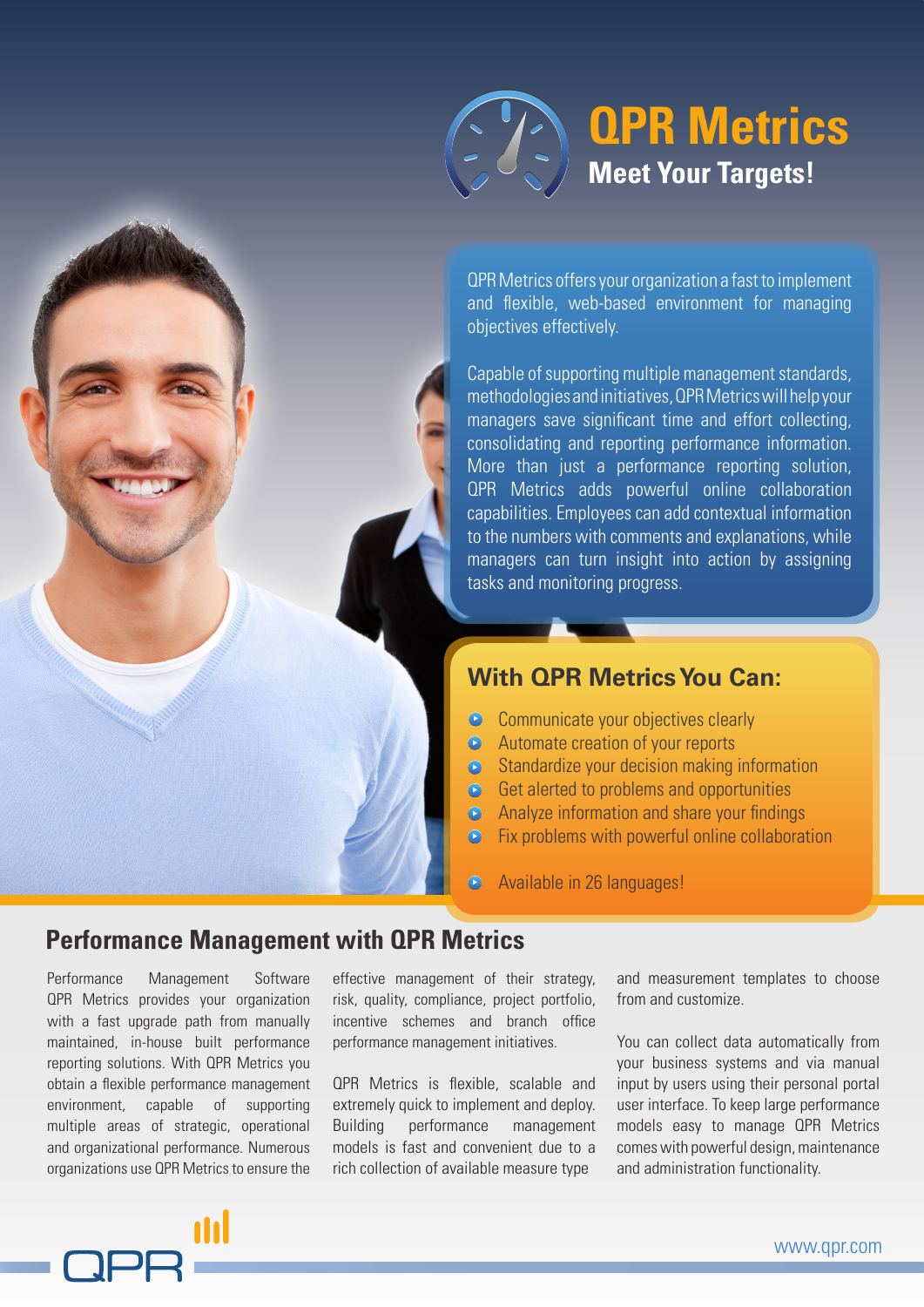# QPR Metrics

## Meet Your Targets!

QPR Metrics offers your organization a fast to implement and flexible, web-based environment for managing objectives effectively.

Capable of supporting multiple management standards, methodologies and initiatives, QPR Metrics will help your managers save significant time and effort collecting, consolidating and reporting performance information. More than just a performance reporting solution, QPR Metrics adds powerful online collaboration capabilities. Employees can add contextual information to the numbers with comments and explanations, while managers can turn insight into action by assigning tasks and monitoring progress.

### With QPR Metrics You Can:

- Communicate your objectives clearly
- Automate creation of your reports
- Standardize your decision making information
- Get alerted to problems and opportunities
- Analyze information and share your findings
- Fix problems with powerful online collaboration

- Available in 26 languages!

## Performance Management with QPR Metrics

Performance Management Software QPR Metrics provides your organization with a fast upgrade path from manually maintained, in-house built performance reporting solutions. With QPR Metrics you obtain a flexible performance management environment, capable of supporting multiple areas of strategic, operational and organizational performance. Numerous organizations use QPR Metrics to ensure the effective management of their strategy, risk, quality, compliance, project portfolio, incentive schemes and branch office performance management initiatives.

QPR Metrics is flexible, scalable and extremely quick to implement and deploy. Building performance management models is fast and convenient due to a rich collection of available measure type and measurement templates to choose from and customize.

You can collect data automatically from your business systems and via manual input by users using their personal portal user interface. To keep large performance models easy to manage QPR Metrics comes with powerful design, maintenance and administration functionality.

QPR

www.qpr.com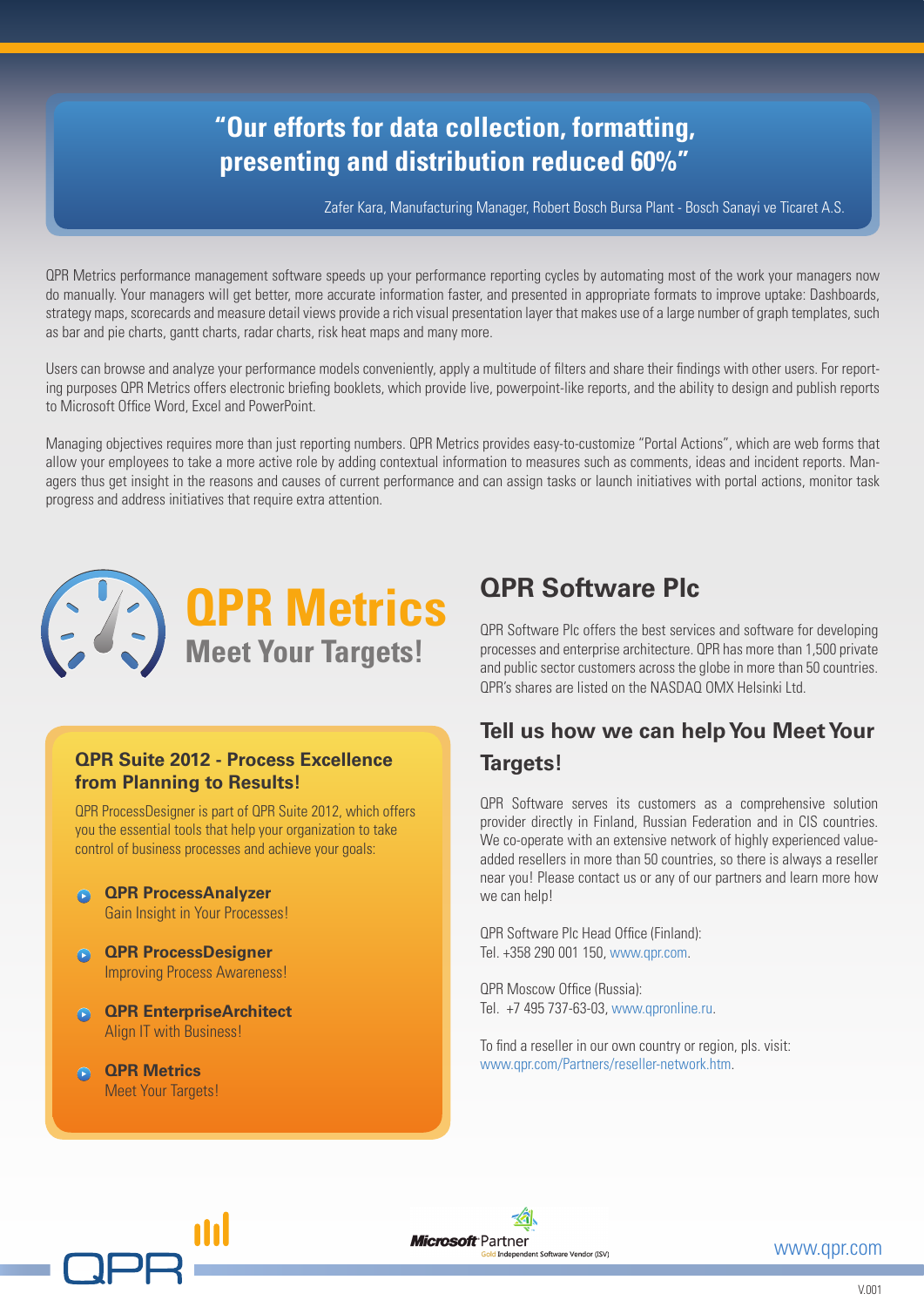> **"Our efforts for data collection, formatting, presenting and distribution reduced 60%"**
>
> Zafer Kara, Manufacturing Manager, Robert Bosch Bursa Plant - Bosch Sanayi ve Ticaret A.S.

QPR Metrics performance management software speeds up your performance reporting cycles by automating most of the work your managers now do manually. Your managers will get better, more accurate information faster, and presented in appropriate formats to improve uptake: Dashboards, strategy maps, scorecards and measure detail views provide a rich visual presentation layer that makes use of a large number of graph templates, such as bar and pie charts, gantt charts, radar charts, risk heat maps and many more.

Users can browse and analyze your performance models conveniently, apply a multitude of filters and share their findings with other users. For reporting purposes QPR Metrics offers electronic briefing booklets, which provide live, powerpoint-like reports, and the ability to design and publish reports to Microsoft Office Word, Excel and PowerPoint.

Managing objectives requires more than just reporting numbers. QPR Metrics provides easy-to-customize "Portal Actions", which are web forms that allow your employees to take a more active role by adding contextual information to measures such as comments, ideas and incident reports. Managers thus get insight in the reasons and causes of current performance and can assign tasks or launch initiatives with portal actions, monitor task progress and address initiatives that require extra attention.

# QPR Metrics

## Meet Your Targets!

### QPR Suite 2012 - Process Excellence from Planning to Results!

QPR ProcessDesigner is part of QPR Suite 2012, which offers you the essential tools that help your organization to take control of business processes and achieve your goals:

- **QPR ProcessAnalyzer**
  Gain Insight in Your Processes!
- **QPR ProcessDesigner**
  Improving Process Awareness!
- **QPR EnterpriseArchitect**
  Align IT with Business!
- **QPR Metrics**
  Meet Your Targets!

## QPR Software Plc

QPR Software Plc offers the best services and software for developing processes and enterprise architecture. QPR has more than 1,500 private and public sector customers across the globe in more than 50 countries. QPR's shares are listed on the NASDAQ OMX Helsinki Ltd.

## Tell us how we can help You Meet Your Targets!

QPR Software serves its customers as a comprehensive solution provider directly in Finland, Russian Federation and in CIS countries. We co-operate with an extensive network of highly experienced value-added resellers in more than 50 countries, so there is always a reseller near you! Please contact us or any of our partners and learn more how we can help!

QPR Software Plc Head Office (Finland):
Tel. +358 290 001 150, www.qpr.com.

QPR Moscow Office (Russia):
Tel. +7 495 737-63-03, www.qpronline.ru.

To find a reseller in our own country or region, pls. visit:
www.qpr.com/Partners/reseller-network.htm.

QPR

Microsoft Partner
Gold Independent Software Vendor (ISV)

www.qpr.com

V.001